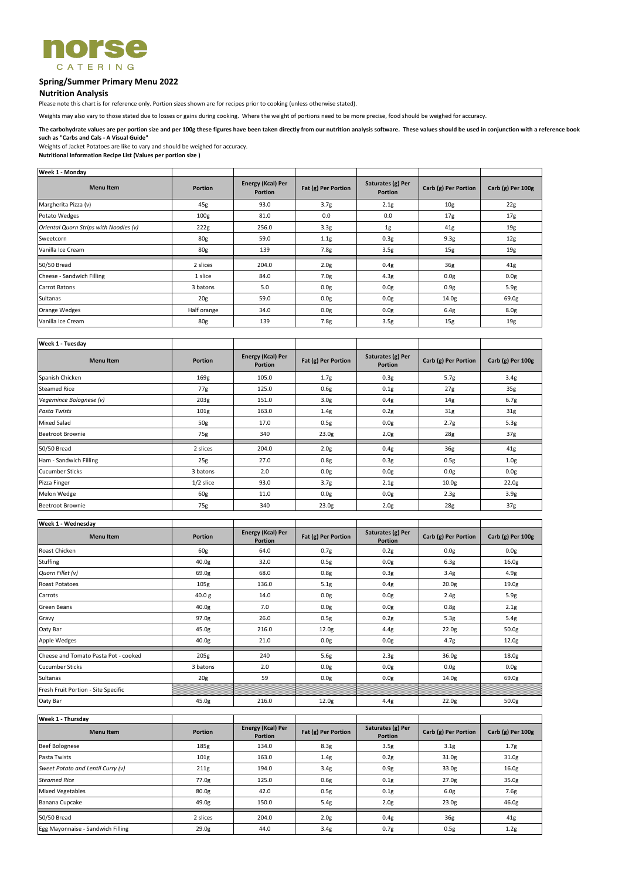norse
CATERING

## Spring/Summer Primary Menu 2022

## Nutrition Analysis

Please note this chart is for reference only. Portion sizes shown are for recipes prior to cooking (unless otherwise stated).

Weights may also vary to those stated due to losses or gains during cooking. Where the weight of portions need to be more precise, food should be weighed for accuracy.

**The carbohydrate values are per portion size and per 100g these figures have been taken directly from our nutrition analysis software. These values should be used in conjunction with a reference book such as "Carbs and Cals - A Visual Guide"**

Weights of Jacket Potatoes are like to vary and should be weighed for accuracy.

**Nutritional Information Recipe List (Values per portion size )**

**Week 1 - Monday**

| Menu Item | Portion | Energy (Kcal) Per Portion | Fat (g) Per Portion | Saturates (g) Per Portion | Carb (g) Per Portion | Carb (g) Per 100g |
|---|---|---|---|---|---|---|
| Margherita Pizza (v) | 45g | 93.0 | 3.7g | 2.1g | 10g | 22g |
| Potato Wedges | 100g | 81.0 | 0.0 | 0.0 | 17g | 17g |
| *Oriental Quorn Strips with Noodles (v)* | 222g | 256.0 | 3.3g | 1g | 41g | 19g |
| Sweetcorn | 80g | 59.0 | 1.1g | 0.3g | 9.3g | 12g |
| Vanilla Ice Cream | 80g | 139 | 7.8g | 3.5g | 15g | 19g |
| 50/50 Bread | 2 slices | 204.0 | 2.0g | 0.4g | 36g | 41g |
| Cheese - Sandwich Filling | 1 slice | 84.0 | 7.0g | 4.3g | 0.0g | 0.0g |
| Carrot Batons | 3 batons | 5.0 | 0.0g | 0.0g | 0.9g | 5.9g |
| Sultanas | 20g | 59.0 | 0.0g | 0.0g | 14.0g | 69.0g |
| Orange Wedges | Half orange | 34.0 | 0.0g | 0.0g | 6.4g | 8.0g |
| Vanilla Ice Cream | 80g | 139 | 7.8g | 3.5g | 15g | 19g |

**Week 1 - Tuesday**

| Menu Item | Portion | Energy (Kcal) Per Portion | Fat (g) Per Portion | Saturates (g) Per Portion | Carb (g) Per Portion | Carb (g) Per 100g |
|---|---|---|---|---|---|---|
| Spanish Chicken | 169g | 105.0 | 1.7g | 0.3g | 5.7g | 3.4g |
| Steamed Rice | 77g | 125.0 | 0.6g | 0.1g | 27g | 35g |
| *Vegemince Bolognese (v)* | 203g | 151.0 | 3.0g | 0.4g | 14g | 6.7g |
| *Pasta Twists* | 101g | 163.0 | 1.4g | 0.2g | 31g | 31g |
| Mixed Salad | 50g | 17.0 | 0.5g | 0.0g | 2.7g | 5.3g |
| Beetroot Brownie | 75g | 340 | 23.0g | 2.0g | 28g | 37g |
| 50/50 Bread | 2 slices | 204.0 | 2.0g | 0.4g | 36g | 41g |
| Ham - Sandwich Filling | 25g | 27.0 | 0.8g | 0.3g | 0.5g | 1.0g |
| Cucumber Sticks | 3 batons | 2.0 | 0.0g | 0.0g | 0.0g | 0.0g |
| Pizza Finger | 1/2 slice | 93.0 | 3.7g | 2.1g | 10.0g | 22.0g |
| Melon Wedge | 60g | 11.0 | 0.0g | 0.0g | 2.3g | 3.9g |
| Beetroot Brownie | 75g | 340 | 23.0g | 2.0g | 28g | 37g |

**Week 1 - Wednesday**

| Menu Item | Portion | Energy (Kcal) Per Portion | Fat (g) Per Portion | Saturates (g) Per Portion | Carb (g) Per Portion | Carb (g) Per 100g |
|---|---|---|---|---|---|---|
| Roast Chicken | 60g | 64.0 | 0.7g | 0.2g | 0.0g | 0.0g |
| Stuffing | 40.0g | 32.0 | 0.5g | 0.0g | 6.3g | 16.0g |
| *Quorn Fillet (v)* | 69.0g | 68.0 | 0.8g | 0.3g | 3.4g | 4.9g |
| Roast Potatoes | 105g | 136.0 | 5.1g | 0.4g | 20.0g | 19.0g |
| Carrots | 40.0 g | 14.0 | 0.0g | 0.0g | 2.4g | 5.9g |
| Green Beans | 40.0g | 7.0 | 0.0g | 0.0g | 0.8g | 2.1g |
| Gravy | 97.0g | 26.0 | 0.5g | 0.2g | 5.3g | 5.4g |
| Oaty Bar | 45.0g | 216.0 | 12.0g | 4.4g | 22.0g | 50.0g |
| Apple Wedges | 40.0g | 21.0 | 0.0g | 0.0g | 4.7g | 12.0g |
| Cheese and Tomato Pasta Pot - cooked | 205g | 240 | 5.6g | 2.3g | 36.0g | 18.0g |
| Cucumber Sticks | 3 batons | 2.0 | 0.0g | 0.0g | 0.0g | 0.0g |
| Sultanas | 20g | 59 | 0.0g | 0.0g | 14.0g | 69.0g |
| Fresh Fruit Portion - Site Specific | | | | | | |
| Oaty Bar | 45.0g | 216.0 | 12.0g | 4.4g | 22.0g | 50.0g |

**Week 1 - Thursday**

| Menu Item | Portion | Energy (Kcal) Per Portion | Fat (g) Per Portion | Saturates (g) Per Portion | Carb (g) Per Portion | Carb (g) Per 100g |
|---|---|---|---|---|---|---|
| Beef Bolognese | 185g | 134.0 | 8.3g | 3.5g | 3.1g | 1.7g |
| Pasta Twists | 101g | 163.0 | 1.4g | 0.2g | 31.0g | 31.0g |
| *Sweet Potato and Lentil Curry (v)* | 211g | 194.0 | 3.4g | 0.9g | 33.0g | 16.0g |
| *Steamed Rice* | 77.0g | 125.0 | 0.6g | 0.1g | 27.0g | 35.0g |
| Mixed Vegetables | 80.0g | 42.0 | 0.5g | 0.1g | 6.0g | 7.6g |
| Banana Cupcake | 49.0g | 150.0 | 5.4g | 2.0g | 23.0g | 46.0g |
| 50/50 Bread | 2 slices | 204.0 | 2.0g | 0.4g | 36g | 41g |
| Egg Mayonnaise - Sandwich Filling | 29.0g | 44.0 | 3.4g | 0.7g | 0.5g | 1.2g |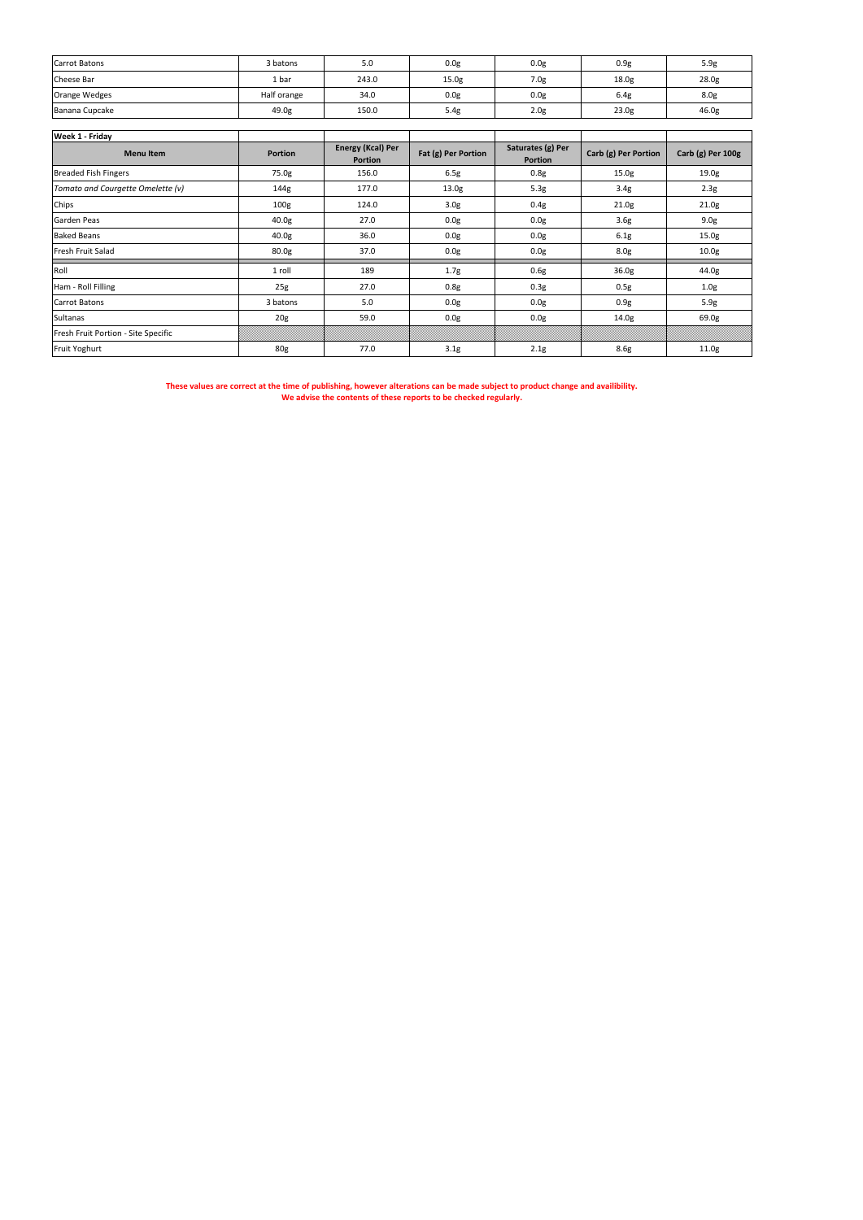| | | | | | | |
|---|---|---|---|---|---|---|
| Carrot Batons | 3 batons | 5.0 | 0.0g | 0.0g | 0.9g | 5.9g |
| Cheese Bar | 1 bar | 243.0 | 15.0g | 7.0g | 18.0g | 28.0g |
| Orange Wedges | Half orange | 34.0 | 0.0g | 0.0g | 6.4g | 8.0g |
| Banana Cupcake | 49.0g | 150.0 | 5.4g | 2.0g | 23.0g | 46.0g |

| Week 1 - Friday | | | | | | |
|---|---|---|---|---|---|---|
| **Menu Item** | **Portion** | **Energy (Kcal) Per Portion** | **Fat (g) Per Portion** | **Saturates (g) Per Portion** | **Carb (g) Per Portion** | **Carb (g) Per 100g** |
| Breaded Fish Fingers | 75.0g | 156.0 | 6.5g | 0.8g | 15.0g | 19.0g |
| *Tomato and Courgette Omelette (v)* | 144g | 177.0 | 13.0g | 5.3g | 3.4g | 2.3g |
| Chips | 100g | 124.0 | 3.0g | 0.4g | 21.0g | 21.0g |
| Garden Peas | 40.0g | 27.0 | 0.0g | 0.0g | 3.6g | 9.0g |
| Baked Beans | 40.0g | 36.0 | 0.0g | 0.0g | 6.1g | 15.0g |
| Fresh Fruit Salad | 80.0g | 37.0 | 0.0g | 0.0g | 8.0g | 10.0g |
| Roll | 1 roll | 189 | 1.7g | 0.6g | 36.0g | 44.0g |
| Ham - Roll Filling | 25g | 27.0 | 0.8g | 0.3g | 0.5g | 1.0g |
| Carrot Batons | 3 batons | 5.0 | 0.0g | 0.0g | 0.9g | 5.9g |
| Sultanas | 20g | 59.0 | 0.0g | 0.0g | 14.0g | 69.0g |
| Fresh Fruit Portion - Site Specific | | | | | | |
| Fruit Yoghurt | 80g | 77.0 | 3.1g | 2.1g | 8.6g | 11.0g |

**These values are correct at the time of publishing, however alterations can be made subject to product change and availibility.**
**We advise the contents of these reports to be checked regularly.**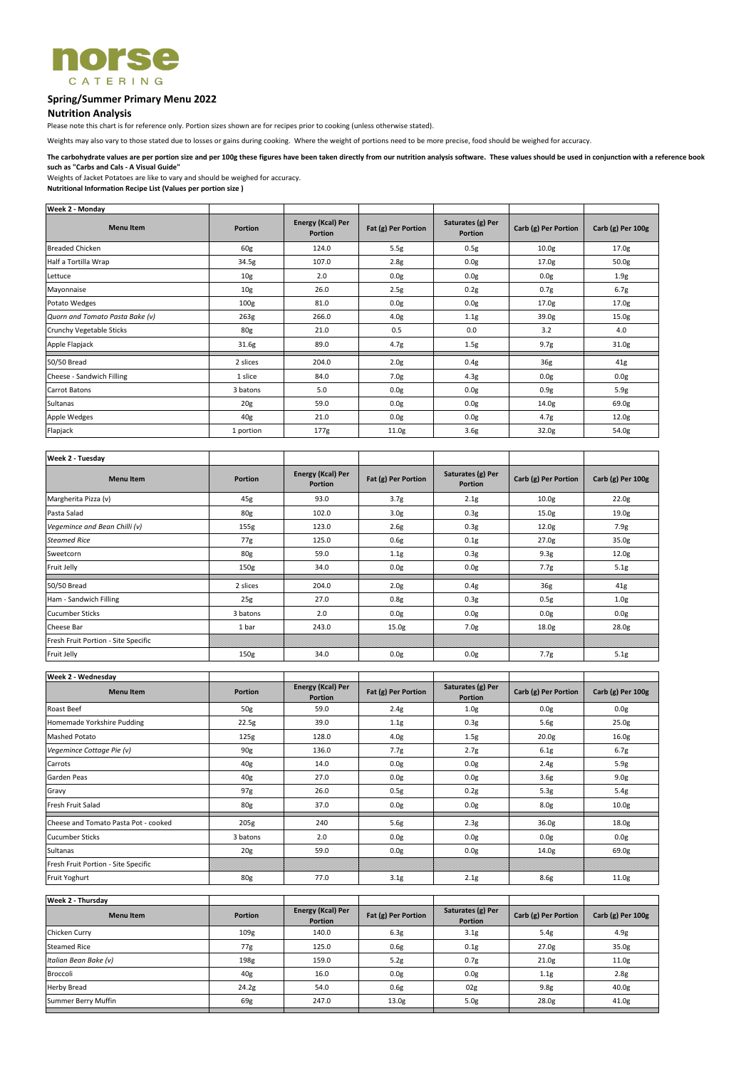norse CATERING

## Spring/Summer Primary Menu 2022

### Nutrition Analysis

Please note this chart is for reference only. Portion sizes shown are for recipes prior to cooking (unless otherwise stated).

Weights may also vary to those stated due to losses or gains during cooking. Where the weight of portions need to be more precise, food should be weighed for accuracy.

**The carbohydrate values are per portion size and per 100g these figures have been taken directly from our nutrition analysis software. These values should be used in conjunction with a reference book such as "Carbs and Cals - A Visual Guide"**

Weights of Jacket Potatoes are like to vary and should be weighed for accuracy.

**Nutritional Information Recipe List (Values per portion size )**

| Week 2 - Monday | | | | | | |
|---|---|---|---|---|---|---|
| **Menu Item** | **Portion** | **Energy (Kcal) Per Portion** | **Fat (g) Per Portion** | **Saturates (g) Per Portion** | **Carb (g) Per Portion** | **Carb (g) Per 100g** |
| Breaded Chicken | 60g | 124.0 | 5.5g | 0.5g | 10.0g | 17.0g |
| Half a Tortilla Wrap | 34.5g | 107.0 | 2.8g | 0.0g | 17.0g | 50.0g |
| Lettuce | 10g | 2.0 | 0.0g | 0.0g | 0.0g | 1.9g |
| Mayonnaise | 10g | 26.0 | 2.5g | 0.2g | 0.7g | 6.7g |
| Potato Wedges | 100g | 81.0 | 0.0g | 0.0g | 17.0g | 17.0g |
| *Quorn and Tomato Pasta Bake (v)* | 263g | 266.0 | 4.0g | 1.1g | 39.0g | 15.0g |
| Crunchy Vegetable Sticks | 80g | 21.0 | 0.5 | 0.0 | 3.2 | 4.0 |
| Apple Flapjack | 31.6g | 89.0 | 4.7g | 1.5g | 9.7g | 31.0g |
| 50/50 Bread | 2 slices | 204.0 | 2.0g | 0.4g | 36g | 41g |
| Cheese - Sandwich Filling | 1 slice | 84.0 | 7.0g | 4.3g | 0.0g | 0.0g |
| Carrot Batons | 3 batons | 5.0 | 0.0g | 0.0g | 0.9g | 5.9g |
| Sultanas | 20g | 59.0 | 0.0g | 0.0g | 14.0g | 69.0g |
| Apple Wedges | 40g | 21.0 | 0.0g | 0.0g | 4.7g | 12.0g |
| Flapjack | 1 portion | 177g | 11.0g | 3.6g | 32.0g | 54.0g |

| Week 2 - Tuesday | | | | | | |
|---|---|---|---|---|---|---|
| **Menu Item** | **Portion** | **Energy (Kcal) Per Portion** | **Fat (g) Per Portion** | **Saturates (g) Per Portion** | **Carb (g) Per Portion** | **Carb (g) Per 100g** |
| Margherita Pizza (v) | 45g | 93.0 | 3.7g | 2.1g | 10.0g | 22.0g |
| Pasta Salad | 80g | 102.0 | 3.0g | 0.3g | 15.0g | 19.0g |
| *Vegemince and Bean Chilli (v)* | 155g | 123.0 | 2.6g | 0.3g | 12.0g | 7.9g |
| *Steamed Rice* | 77g | 125.0 | 0.6g | 0.1g | 27.0g | 35.0g |
| Sweetcorn | 80g | 59.0 | 1.1g | 0.3g | 9.3g | 12.0g |
| Fruit Jelly | 150g | 34.0 | 0.0g | 0.0g | 7.7g | 5.1g |
| 50/50 Bread | 2 slices | 204.0 | 2.0g | 0.4g | 36g | 41g |
| Ham - Sandwich Filling | 25g | 27.0 | 0.8g | 0.3g | 0.5g | 1.0g |
| Cucumber Sticks | 3 batons | 2.0 | 0.0g | 0.0g | 0.0g | 0.0g |
| Cheese Bar | 1 bar | 243.0 | 15.0g | 7.0g | 18.0g | 28.0g |
| Fresh Fruit Portion - Site Specific | | | | | | |
| Fruit Jelly | 150g | 34.0 | 0.0g | 0.0g | 7.7g | 5.1g |

| Week 2 - Wednesday | | | | | | |
|---|---|---|---|---|---|---|
| **Menu Item** | **Portion** | **Energy (Kcal) Per Portion** | **Fat (g) Per Portion** | **Saturates (g) Per Portion** | **Carb (g) Per Portion** | **Carb (g) Per 100g** |
| Roast Beef | 50g | 59.0 | 2.4g | 1.0g | 0.0g | 0.0g |
| Homemade Yorkshire Pudding | 22.5g | 39.0 | 1.1g | 0.3g | 5.6g | 25.0g |
| Mashed Potato | 125g | 128.0 | 4.0g | 1.5g | 20.0g | 16.0g |
| *Vegemince Cottage Pie (v)* | 90g | 136.0 | 7.7g | 2.7g | 6.1g | 6.7g |
| Carrots | 40g | 14.0 | 0.0g | 0.0g | 2.4g | 5.9g |
| Garden Peas | 40g | 27.0 | 0.0g | 0.0g | 3.6g | 9.0g |
| Gravy | 97g | 26.0 | 0.5g | 0.2g | 5.3g | 5.4g |
| Fresh Fruit Salad | 80g | 37.0 | 0.0g | 0.0g | 8.0g | 10.0g |
| Cheese and Tomato Pasta Pot - cooked | 205g | 240 | 5.6g | 2.3g | 36.0g | 18.0g |
| Cucumber Sticks | 3 batons | 2.0 | 0.0g | 0.0g | 0.0g | 0.0g |
| Sultanas | 20g | 59.0 | 0.0g | 0.0g | 14.0g | 69.0g |
| Fresh Fruit Portion - Site Specific | | | | | | |
| Fruit Yoghurt | 80g | 77.0 | 3.1g | 2.1g | 8.6g | 11.0g |

| Week 2 - Thursday | | | | | | |
|---|---|---|---|---|---|---|
| **Menu Item** | **Portion** | **Energy (Kcal) Per Portion** | **Fat (g) Per Portion** | **Saturates (g) Per Portion** | **Carb (g) Per Portion** | **Carb (g) Per 100g** |
| Chicken Curry | 109g | 140.0 | 6.3g | 3.1g | 5.4g | 4.9g |
| Steamed Rice | 77g | 125.0 | 0.6g | 0.1g | 27.0g | 35.0g |
| *Italian Bean Bake (v)* | 198g | 159.0 | 5.2g | 0.7g | 21.0g | 11.0g |
| Broccoli | 40g | 16.0 | 0.0g | 0.0g | 1.1g | 2.8g |
| Herby Bread | 24.2g | 54.0 | 0.6g | 02g | 9.8g | 40.0g |
| Summer Berry Muffin | 69g | 247.0 | 13.0g | 5.0g | 28.0g | 41.0g |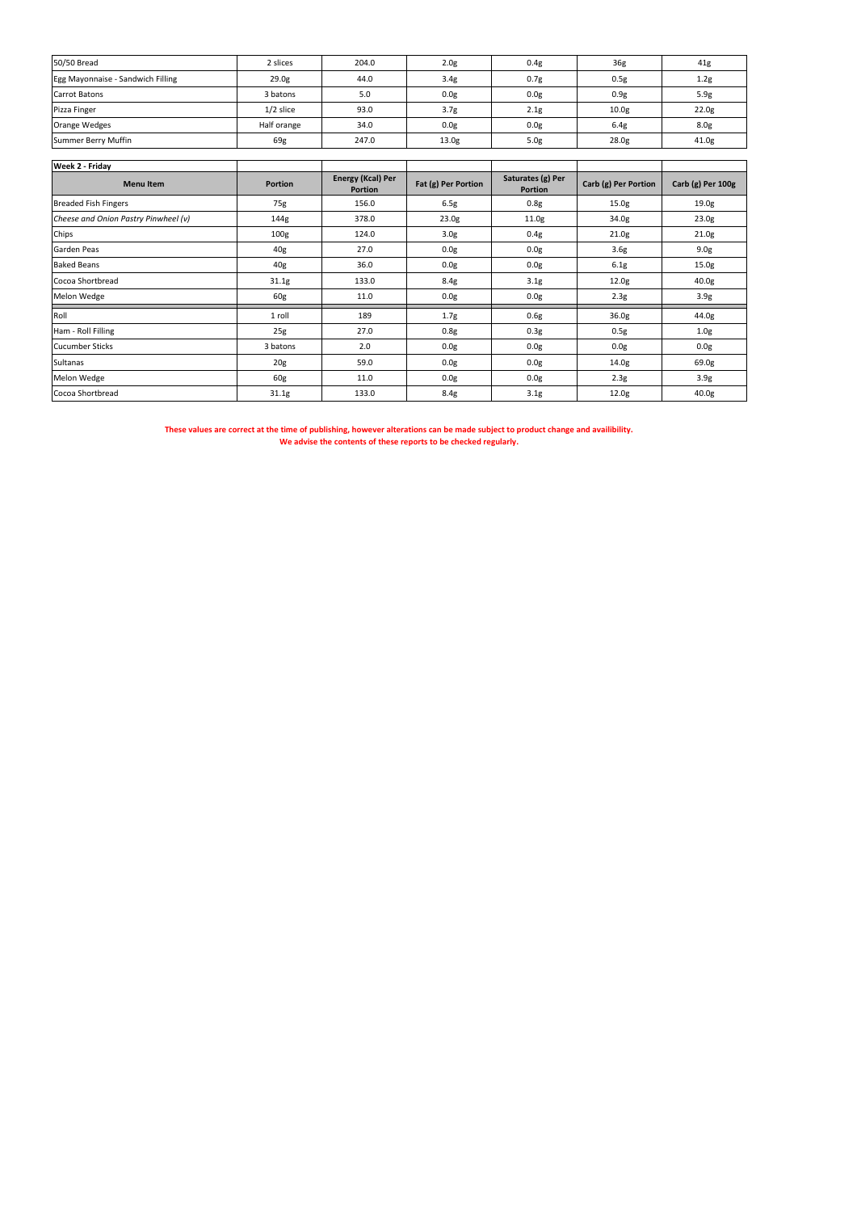| | | | | | | |
|---|---|---|---|---|---|---|
| 50/50 Bread | 2 slices | 204.0 | 2.0g | 0.4g | 36g | 41g |
| Egg Mayonnaise - Sandwich Filling | 29.0g | 44.0 | 3.4g | 0.7g | 0.5g | 1.2g |
| Carrot Batons | 3 batons | 5.0 | 0.0g | 0.0g | 0.9g | 5.9g |
| Pizza Finger | 1/2 slice | 93.0 | 3.7g | 2.1g | 10.0g | 22.0g |
| Orange Wedges | Half orange | 34.0 | 0.0g | 0.0g | 6.4g | 8.0g |
| Summer Berry Muffin | 69g | 247.0 | 13.0g | 5.0g | 28.0g | 41.0g |

| Week 2 - Friday | | | | | | |
|---|---|---|---|---|---|---|
| **Menu Item** | **Portion** | **Energy (Kcal) Per Portion** | **Fat (g) Per Portion** | **Saturates (g) Per Portion** | **Carb (g) Per Portion** | **Carb (g) Per 100g** |
| Breaded Fish Fingers | 75g | 156.0 | 6.5g | 0.8g | 15.0g | 19.0g |
| *Cheese and Onion Pastry Pinwheel (v)* | 144g | 378.0 | 23.0g | 11.0g | 34.0g | 23.0g |
| Chips | 100g | 124.0 | 3.0g | 0.4g | 21.0g | 21.0g |
| Garden Peas | 40g | 27.0 | 0.0g | 0.0g | 3.6g | 9.0g |
| Baked Beans | 40g | 36.0 | 0.0g | 0.0g | 6.1g | 15.0g |
| Cocoa Shortbread | 31.1g | 133.0 | 8.4g | 3.1g | 12.0g | 40.0g |
| Melon Wedge | 60g | 11.0 | 0.0g | 0.0g | 2.3g | 3.9g |
| Roll | 1 roll | 189 | 1.7g | 0.6g | 36.0g | 44.0g |
| Ham - Roll Filling | 25g | 27.0 | 0.8g | 0.3g | 0.5g | 1.0g |
| Cucumber Sticks | 3 batons | 2.0 | 0.0g | 0.0g | 0.0g | 0.0g |
| Sultanas | 20g | 59.0 | 0.0g | 0.0g | 14.0g | 69.0g |
| Melon Wedge | 60g | 11.0 | 0.0g | 0.0g | 2.3g | 3.9g |
| Cocoa Shortbread | 31.1g | 133.0 | 8.4g | 3.1g | 12.0g | 40.0g |

**These values are correct at the time of publishing, however alterations can be made subject to product change and availibility.**
**We advise the contents of these reports to be checked regularly.**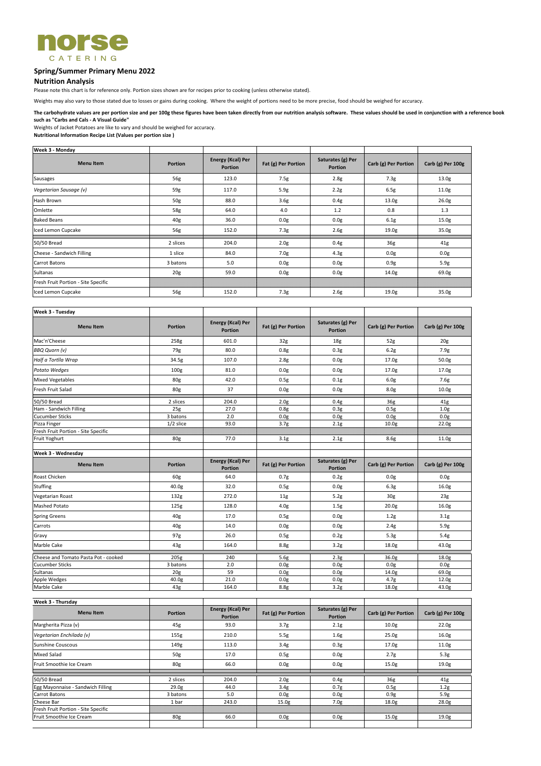norse CATERING

## Spring/Summer Primary Menu 2022

### Nutrition Analysis

Please note this chart is for reference only. Portion sizes shown are for recipes prior to cooking (unless otherwise stated).

Weights may also vary to those stated due to losses or gains during cooking. Where the weight of portions need to be more precise, food should be weighed for accuracy.

**The carbohydrate values are per portion size and per 100g these figures have been taken directly from our nutrition analysis software. These values should be used in conjunction with a reference book such as "Carbs and Cals - A Visual Guide"**

Weights of Jacket Potatoes are like to vary and should be weighed for accuracy.

**Nutritional Information Recipe List (Values per portion size )**

| **Week 3 - Monday** | | | | | | |
|---|---|---|---|---|---|---|
| **Menu Item** | **Portion** | **Energy (Kcal) Per Portion** | **Fat (g) Per Portion** | **Saturates (g) Per Portion** | **Carb (g) Per Portion** | **Carb (g) Per 100g** |
| Sausages | 56g | 123.0 | 7.5g | 2.8g | 7.3g | 13.0g |
| *Vegetarian Sausage (v)* | 59g | 117.0 | 5.9g | 2.2g | 6.5g | 11.0g |
| Hash Brown | 50g | 88.0 | 3.6g | 0.4g | 13.0g | 26.0g |
| Omlette | 58g | 64.0 | 4.0 | 1.2 | 0.8 | 1.3 |
| Baked Beans | 40g | 36.0 | 0.0g | 0.0g | 6.1g | 15.0g |
| Iced Lemon Cupcake | 56g | 152.0 | 7.3g | 2.6g | 19.0g | 35.0g |
| 50/50 Bread | 2 slices | 204.0 | 2.0g | 0.4g | 36g | 41g |
| Cheese - Sandwich Filling | 1 slice | 84.0 | 7.0g | 4.3g | 0.0g | 0.0g |
| Carrot Batons | 3 batons | 5.0 | 0.0g | 0.0g | 0.9g | 5.9g |
| Sultanas | 20g | 59.0 | 0.0g | 0.0g | 14.0g | 69.0g |
| Fresh Fruit Portion - Site Specific | | | | | | |
| Iced Lemon Cupcake | 56g | 152.0 | 7.3g | 2.6g | 19.0g | 35.0g |

| **Week 3 - Tuesday** | | | | | | |
|---|---|---|---|---|---|---|
| **Menu Item** | **Portion** | **Energy (Kcal) Per Portion** | **Fat (g) Per Portion** | **Saturates (g) Per Portion** | **Carb (g) Per Portion** | **Carb (g) Per 100g** |
| Mac'n'Cheese | 258g | 601.0 | 32g | 18g | 52g | 20g |
| *BBQ Quorn (v)* | 79g | 80.0 | 0.8g | 0.3g | 6.2g | 7.9g |
| *Half a Tortlla Wrap* | 34.5g | 107.0 | 2.8g | 0.0g | 17.0g | 50.0g |
| *Potato Wedges* | 100g | 81.0 | 0.0g | 0.0g | 17.0g | 17.0g |
| Mixed Vegetables | 80g | 42.0 | 0.5g | 0.1g | 6.0g | 7.6g |
| Fresh Fruit Salad | 80g | 37 | 0.0g | 0.0g | 8.0g | 10.0g |
| 50/50 Bread | 2 slices | 204.0 | 2.0g | 0.4g | 36g | 41g |
| Ham - Sandwich Filling | 25g | 27.0 | 0.8g | 0.3g | 0.5g | 1.0g |
| Cucumber Sticks | 3 batons | 2.0 | 0.0g | 0.0g | 0.0g | 0.0g |
| Pizza Finger | 1/2 slice | 93.0 | 3.7g | 2.1g | 10.0g | 22.0g |
| Fresh Fruit Portion - Site Specific | | | | | | |
| Fruit Yoghurt | 80g | 77.0 | 3.1g | 2.1g | 8.6g | 11.0g |

| **Week 3 - Wednesday** | | | | | | |
|---|---|---|---|---|---|---|
| **Menu Item** | **Portion** | **Energy (Kcal) Per Portion** | **Fat (g) Per Portion** | **Saturates (g) Per Portion** | **Carb (g) Per Portion** | **Carb (g) Per 100g** |
| Roast Chicken | 60g | 64.0 | 0.7g | 0.2g | 0.0g | 0.0g |
| Stuffing | 40.0g | 32.0 | 0.5g | 0.0g | 6.3g | 16.0g |
| Vegetarian Roast | 132g | 272.0 | 11g | 5.2g | 30g | 23g |
| Mashed Potato | 125g | 128.0 | 4.0g | 1.5g | 20.0g | 16.0g |
| Spring Greens | 40g | 17.0 | 0.5g | 0.0g | 1.2g | 3.1g |
| Carrots | 40g | 14.0 | 0.0g | 0.0g | 2.4g | 5.9g |
| Gravy | 97g | 26.0 | 0.5g | 0.2g | 5.3g | 5.4g |
| Marble Cake | 43g | 164.0 | 8.8g | 3.2g | 18.0g | 43.0g |
| Cheese and Tomato Pasta Pot - cooked | 205g | 240 | 5.6g | 2.3g | 36.0g | 18.0g |
| Cucumber Sticks | 3 batons | 2.0 | 0.0g | 0.0g | 0.0g | 0.0g |
| Sultanas | 20g | 59 | 0.0g | 0.0g | 14.0g | 69.0g |
| Apple Wedges | 40.0g | 21.0 | 0.0g | 0.0g | 4.7g | 12.0g |
| Marble Cake | 43g | 164.0 | 8.8g | 3.2g | 18.0g | 43.0g |

| **Week 3 - Thursday** | | | | | | |
|---|---|---|---|---|---|---|
| **Menu Item** | **Portion** | **Energy (Kcal) Per Portion** | **Fat (g) Per Portion** | **Saturates (g) Per Portion** | **Carb (g) Per Portion** | **Carb (g) Per 100g** |
| Margherita Pizza (v) | 45g | 93.0 | 3.7g | 2.1g | 10.0g | 22.0g |
| *Vegetarian Enchilada (v)* | 155g | 210.0 | 5.5g | 1.6g | 25.0g | 16.0g |
| Sunshine Couscous | 149g | 113.0 | 3.4g | 0.3g | 17.0g | 11.0g |
| Mixed Salad | 50g | 17.0 | 0.5g | 0.0g | 2.7g | 5.3g |
| Fruit Smoothie Ice Cream | 80g | 66.0 | 0.0g | 0.0g | 15.0g | 19.0g |
| 50/50 Bread | 2 slices | 204.0 | 2.0g | 0.4g | 36g | 41g |
| Egg Mayonnaise - Sandwich Filling | 29.0g | 44.0 | 3.4g | 0.7g | 0.5g | 1.2g |
| Carrot Batons | 3 batons | 5.0 | 0.0g | 0.0g | 0.9g | 5.9g |
| Cheese Bar | 1 bar | 243.0 | 15.0g | 7.0g | 18.0g | 28.0g |
| Fresh Fruit Portion - Site Specific | | | | | | |
| Fruit Smoothie Ice Cream | 80g | 66.0 | 0.0g | 0.0g | 15.0g | 19.0g |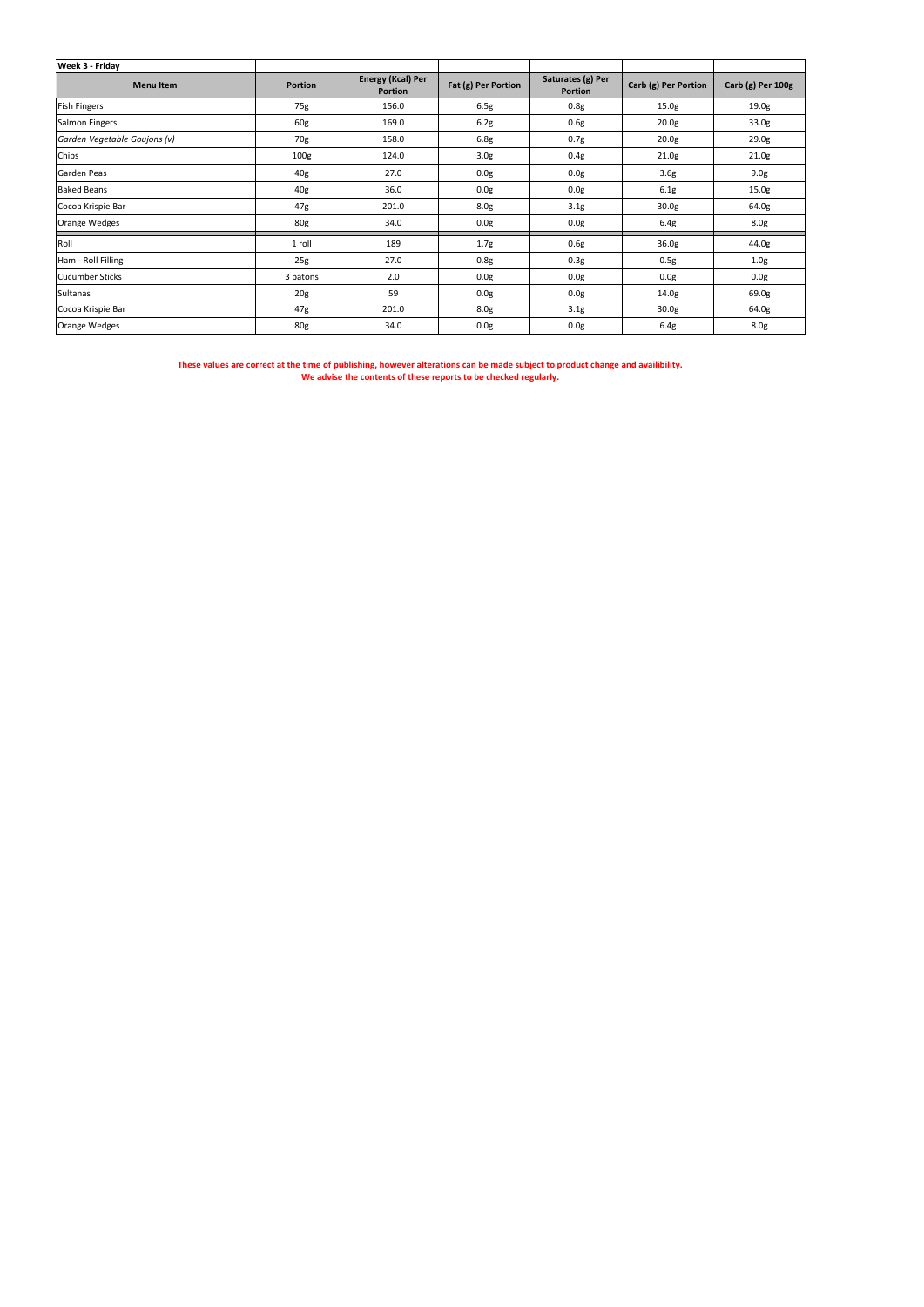| Week 3 - Friday | | | | | | |
|---|---|---|---|---|---|---|
| **Menu Item** | **Portion** | **Energy (Kcal) Per Portion** | **Fat (g) Per Portion** | **Saturates (g) Per Portion** | **Carb (g) Per Portion** | **Carb (g) Per 100g** |
| Fish Fingers | 75g | 156.0 | 6.5g | 0.8g | 15.0g | 19.0g |
| Salmon Fingers | 60g | 169.0 | 6.2g | 0.6g | 20.0g | 33.0g |
| *Garden Vegetable Goujons (v)* | 70g | 158.0 | 6.8g | 0.7g | 20.0g | 29.0g |
| Chips | 100g | 124.0 | 3.0g | 0.4g | 21.0g | 21.0g |
| Garden Peas | 40g | 27.0 | 0.0g | 0.0g | 3.6g | 9.0g |
| Baked Beans | 40g | 36.0 | 0.0g | 0.0g | 6.1g | 15.0g |
| Cocoa Krispie Bar | 47g | 201.0 | 8.0g | 3.1g | 30.0g | 64.0g |
| Orange Wedges | 80g | 34.0 | 0.0g | 0.0g | 6.4g | 8.0g |
| Roll | 1 roll | 189 | 1.7g | 0.6g | 36.0g | 44.0g |
| Ham - Roll Filling | 25g | 27.0 | 0.8g | 0.3g | 0.5g | 1.0g |
| Cucumber Sticks | 3 batons | 2.0 | 0.0g | 0.0g | 0.0g | 0.0g |
| Sultanas | 20g | 59 | 0.0g | 0.0g | 14.0g | 69.0g |
| Cocoa Krispie Bar | 47g | 201.0 | 8.0g | 3.1g | 30.0g | 64.0g |
| Orange Wedges | 80g | 34.0 | 0.0g | 0.0g | 6.4g | 8.0g |

**These values are correct at the time of publishing, however alterations can be made subject to product change and availibility.**
**We advise the contents of these reports to be checked regularly.**